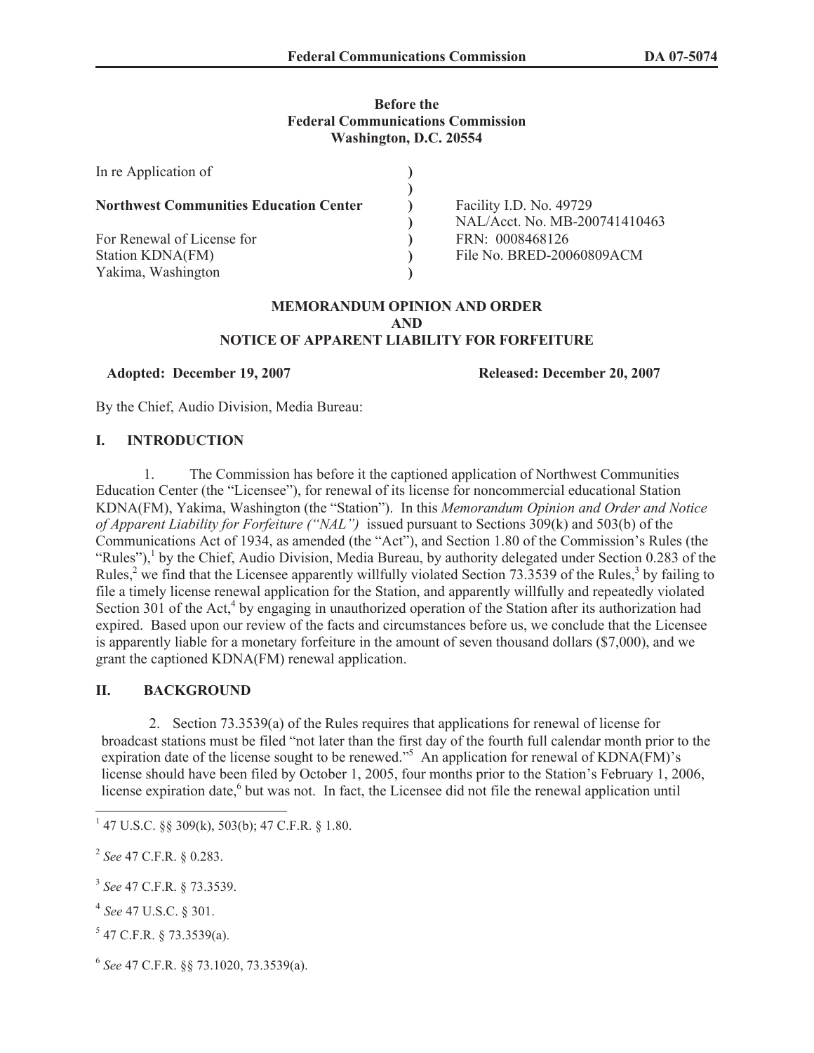**Before the**
**Federal Communications Commission**
**Washington, D.C. 20554**

| | | |
|---|---|---|
| In re Application of | ) | |
| | ) | |
| **Northwest Communities Education Center** | ) | Facility I.D. No. 49729 |
| | ) | NAL/Acct. No. MB-200741410463 |
| For Renewal of License for | ) | FRN: 0008468126 |
| Station KDNA(FM) | ) | File No. BRED-20060809ACM |
| Yakima, Washington | ) | |

**MEMORANDUM OPINION AND ORDER**
**AND**
**NOTICE OF APPARENT LIABILITY FOR FORFEITURE**

**Adopted: December 19, 2007** **Released: December 20, 2007**

By the Chief, Audio Division, Media Bureau:

## I. INTRODUCTION

1. The Commission has before it the captioned application of Northwest Communities Education Center (the "Licensee"), for renewal of its license for noncommercial educational Station KDNA(FM), Yakima, Washington (the "Station"). In this *Memorandum Opinion and Order and Notice of Apparent Liability for Forfeiture ("NAL")* issued pursuant to Sections 309(k) and 503(b) of the Communications Act of 1934, as amended (the "Act"), and Section 1.80 of the Commission's Rules (the "Rules"),[1] by the Chief, Audio Division, Media Bureau, by authority delegated under Section 0.283 of the Rules,[2] we find that the Licensee apparently willfully violated Section 73.3539 of the Rules,[3] by failing to file a timely license renewal application for the Station, and apparently willfully and repeatedly violated Section 301 of the Act,[4] by engaging in unauthorized operation of the Station after its authorization had expired. Based upon our review of the facts and circumstances before us, we conclude that the Licensee is apparently liable for a monetary forfeiture in the amount of seven thousand dollars ($7,000), and we grant the captioned KDNA(FM) renewal application.

## II. BACKGROUND

2. Section 73.3539(a) of the Rules requires that applications for renewal of license for broadcast stations must be filed "not later than the first day of the fourth full calendar month prior to the expiration date of the license sought to be renewed."[5] An application for renewal of KDNA(FM)'s license should have been filed by October 1, 2005, four months prior to the Station's February 1, 2006, license expiration date,[6] but was not. In fact, the Licensee did not file the renewal application until

---

[1] 47 U.S.C. §§ 309(k), 503(b); 47 C.F.R. § 1.80.

[2] *See* 47 C.F.R. § 0.283.

[3] *See* 47 C.F.R. § 73.3539.

[4] *See* 47 U.S.C. § 301.

[5] 47 C.F.R. § 73.3539(a).

[6] *See* 47 C.F.R. §§ 73.1020, 73.3539(a).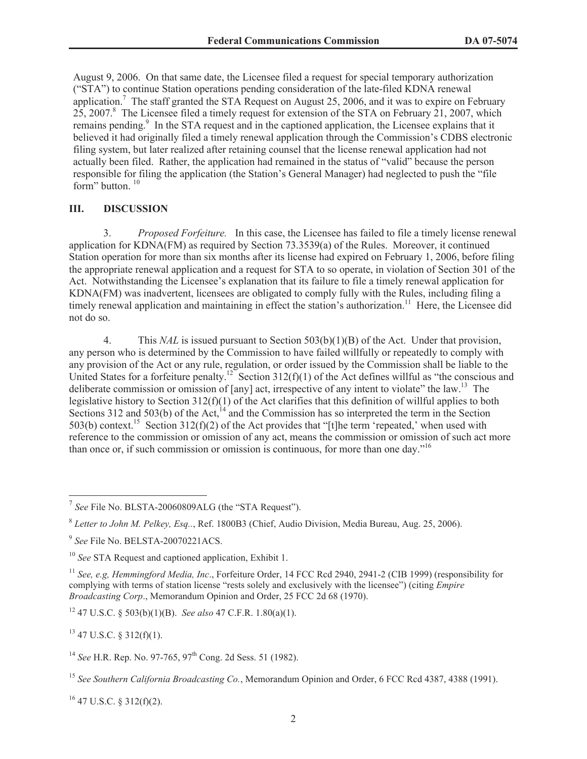August 9, 2006. On that same date, the Licensee filed a request for special temporary authorization ("STA") to continue Station operations pending consideration of the late-filed KDNA renewal application.[7] The staff granted the STA Request on August 25, 2006, and it was to expire on February 25, 2007.[8] The Licensee filed a timely request for extension of the STA on February 21, 2007, which remains pending.[9] In the STA request and in the captioned application, the Licensee explains that it believed it had originally filed a timely renewal application through the Commission's CDBS electronic filing system, but later realized after retaining counsel that the license renewal application had not actually been filed. Rather, the application had remained in the status of "valid" because the person responsible for filing the application (the Station's General Manager) had neglected to push the "file form" button. [10]

## III. DISCUSSION

3. *Proposed Forfeiture.* In this case, the Licensee has failed to file a timely license renewal application for KDNA(FM) as required by Section 73.3539(a) of the Rules. Moreover, it continued Station operation for more than six months after its license had expired on February 1, 2006, before filing the appropriate renewal application and a request for STA to so operate, in violation of Section 301 of the Act. Notwithstanding the Licensee's explanation that its failure to file a timely renewal application for KDNA(FM) was inadvertent, licensees are obligated to comply fully with the Rules, including filing a timely renewal application and maintaining in effect the station's authorization.[11] Here, the Licensee did not do so.

4. This *NAL* is issued pursuant to Section 503(b)(1)(B) of the Act. Under that provision, any person who is determined by the Commission to have failed willfully or repeatedly to comply with any provision of the Act or any rule, regulation, or order issued by the Commission shall be liable to the United States for a forfeiture penalty.[12] Section 312(f)(1) of the Act defines willful as "the conscious and deliberate commission or omission of [any] act, irrespective of any intent to violate" the law.[13] The legislative history to Section 312(f)(1) of the Act clarifies that this definition of willful applies to both Sections 312 and 503(b) of the Act,[14] and the Commission has so interpreted the term in the Section 503(b) context.[15] Section 312(f)(2) of the Act provides that "[t]he term 'repeated,' when used with reference to the commission or omission of any act, means the commission or omission of such act more than once or, if such commission or omission is continuous, for more than one day."[16]

---

[7] *See* File No. BLSTA-20060809ALG (the "STA Request").

[8] *Letter to John M. Pelkey, Esq.*., Ref. 1800B3 (Chief, Audio Division, Media Bureau, Aug. 25, 2006).

[9] *See* File No. BELSTA-20070221ACS.

[10] *See* STA Request and captioned application, Exhibit 1.

[11] *See, e.g, Hemmingford Media, Inc*., Forfeiture Order, 14 FCC Rcd 2940, 2941-2 (CIB 1999) (responsibility for complying with terms of station license "rests solely and exclusively with the licensee") (citing *Empire Broadcasting Corp*., Memorandum Opinion and Order, 25 FCC 2d 68 (1970).

[12] 47 U.S.C. § 503(b)(1)(B). *See also* 47 C.F.R. 1.80(a)(1).

[13] 47 U.S.C. § 312(f)(1).

[14] *See* H.R. Rep. No. 97-765, 97th Cong. 2d Sess. 51 (1982).

[15] *See Southern California Broadcasting Co.*, Memorandum Opinion and Order, 6 FCC Rcd 4387, 4388 (1991).

[16] 47 U.S.C. § 312(f)(2).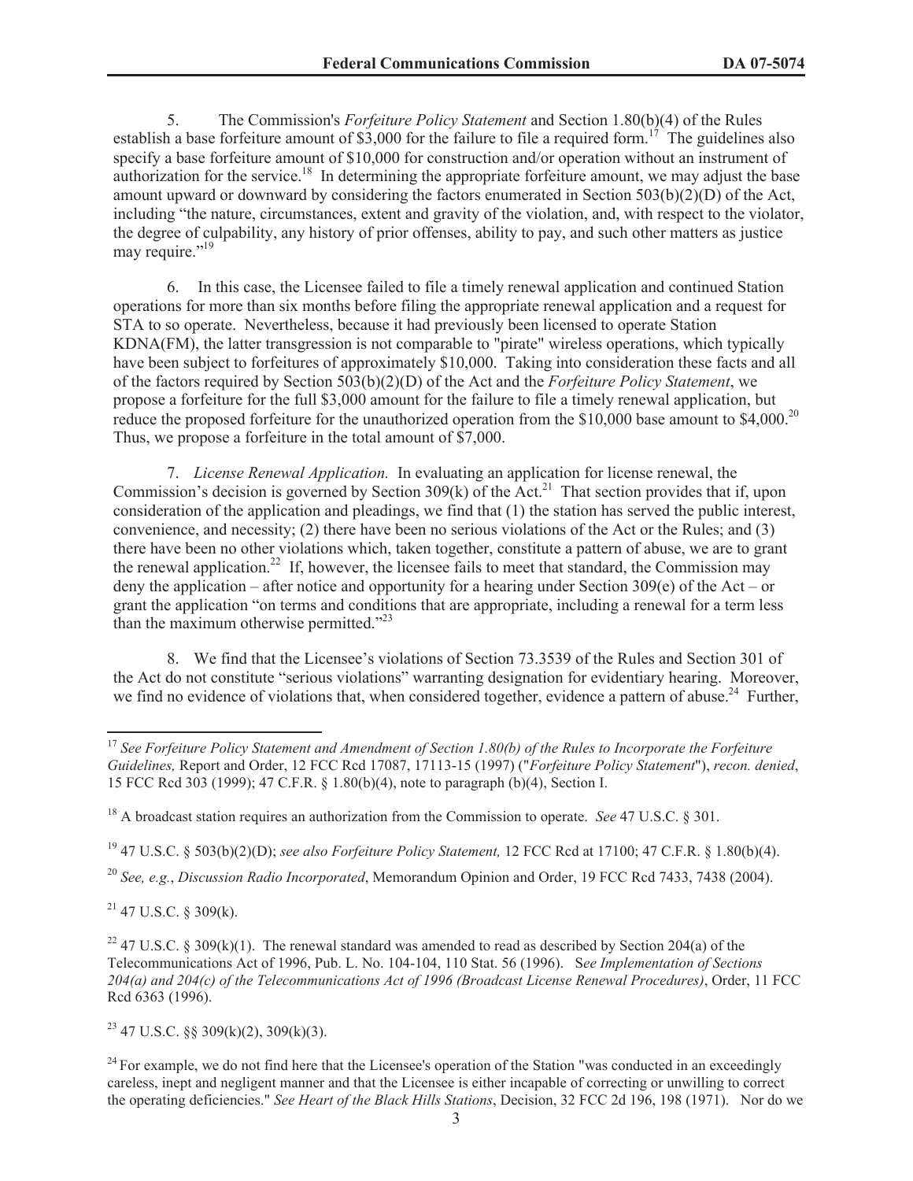5. The Commission's *Forfeiture Policy Statement* and Section 1.80(b)(4) of the Rules establish a base forfeiture amount of $3,000 for the failure to file a required form.[17] The guidelines also specify a base forfeiture amount of $10,000 for construction and/or operation without an instrument of authorization for the service.[18] In determining the appropriate forfeiture amount, we may adjust the base amount upward or downward by considering the factors enumerated in Section 503(b)(2)(D) of the Act, including "the nature, circumstances, extent and gravity of the violation, and, with respect to the violator, the degree of culpability, any history of prior offenses, ability to pay, and such other matters as justice may require."[19]

6. In this case, the Licensee failed to file a timely renewal application and continued Station operations for more than six months before filing the appropriate renewal application and a request for STA to so operate. Nevertheless, because it had previously been licensed to operate Station KDNA(FM), the latter transgression is not comparable to "pirate" wireless operations, which typically have been subject to forfeitures of approximately $10,000. Taking into consideration these facts and all of the factors required by Section 503(b)(2)(D) of the Act and the *Forfeiture Policy Statement*, we propose a forfeiture for the full $3,000 amount for the failure to file a timely renewal application, but reduce the proposed forfeiture for the unauthorized operation from the $10,000 base amount to $4,000.[20] Thus, we propose a forfeiture in the total amount of $7,000.

7. *License Renewal Application.* In evaluating an application for license renewal, the Commission's decision is governed by Section 309(k) of the Act.[21] That section provides that if, upon consideration of the application and pleadings, we find that (1) the station has served the public interest, convenience, and necessity; (2) there have been no serious violations of the Act or the Rules; and (3) there have been no other violations which, taken together, constitute a pattern of abuse, we are to grant the renewal application.[22] If, however, the licensee fails to meet that standard, the Commission may deny the application – after notice and opportunity for a hearing under Section 309(e) of the Act – or grant the application "on terms and conditions that are appropriate, including a renewal for a term less than the maximum otherwise permitted."[23]

8. We find that the Licensee's violations of Section 73.3539 of the Rules and Section 301 of the Act do not constitute "serious violations" warranting designation for evidentiary hearing. Moreover, we find no evidence of violations that, when considered together, evidence a pattern of abuse.[24] Further,

---

[17] *See Forfeiture Policy Statement and Amendment of Section 1.80(b) of the Rules to Incorporate the Forfeiture Guidelines,* Report and Order, 12 FCC Rcd 17087, 17113-15 (1997) ("*Forfeiture Policy Statement*"), *recon. denied*, 15 FCC Rcd 303 (1999); 47 C.F.R. § 1.80(b)(4), note to paragraph (b)(4), Section I.

[18] A broadcast station requires an authorization from the Commission to operate. *See* 47 U.S.C. § 301.

[19] 47 U.S.C. § 503(b)(2)(D); *see also Forfeiture Policy Statement,* 12 FCC Rcd at 17100; 47 C.F.R. § 1.80(b)(4).

[20] *See, e.g.*, *Discussion Radio Incorporated*, Memorandum Opinion and Order, 19 FCC Rcd 7433, 7438 (2004).

[21] 47 U.S.C. § 309(k).

[22] 47 U.S.C. § 309(k)(1). The renewal standard was amended to read as described by Section 204(a) of the Telecommunications Act of 1996, Pub. L. No. 104-104, 110 Stat. 56 (1996). S*ee Implementation of Sections 204(a) and 204(c) of the Telecommunications Act of 1996 (Broadcast License Renewal Procedures)*, Order, 11 FCC Rcd 6363 (1996).

[23] 47 U.S.C. §§ 309(k)(2), 309(k)(3).

[24] For example, we do not find here that the Licensee's operation of the Station "was conducted in an exceedingly careless, inept and negligent manner and that the Licensee is either incapable of correcting or unwilling to correct the operating deficiencies." *See Heart of the Black Hills Stations*, Decision, 32 FCC 2d 196, 198 (1971). Nor do we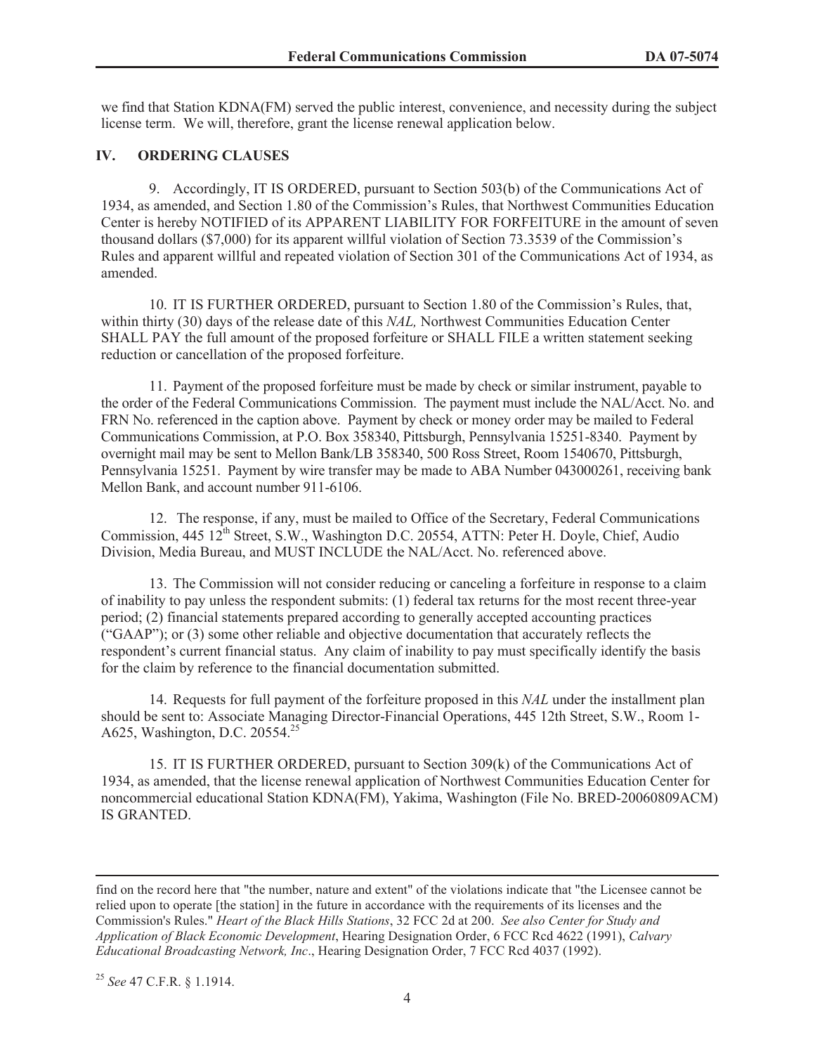we find that Station KDNA(FM) served the public interest, convenience, and necessity during the subject license term. We will, therefore, grant the license renewal application below.

## IV. ORDERING CLAUSES

9. Accordingly, IT IS ORDERED, pursuant to Section 503(b) of the Communications Act of 1934, as amended, and Section 1.80 of the Commission's Rules, that Northwest Communities Education Center is hereby NOTIFIED of its APPARENT LIABILITY FOR FORFEITURE in the amount of seven thousand dollars ($7,000) for its apparent willful violation of Section 73.3539 of the Commission's Rules and apparent willful and repeated violation of Section 301 of the Communications Act of 1934, as amended.

10. IT IS FURTHER ORDERED, pursuant to Section 1.80 of the Commission's Rules, that, within thirty (30) days of the release date of this *NAL,* Northwest Communities Education Center SHALL PAY the full amount of the proposed forfeiture or SHALL FILE a written statement seeking reduction or cancellation of the proposed forfeiture.

11. Payment of the proposed forfeiture must be made by check or similar instrument, payable to the order of the Federal Communications Commission. The payment must include the NAL/Acct. No. and FRN No. referenced in the caption above. Payment by check or money order may be mailed to Federal Communications Commission, at P.O. Box 358340, Pittsburgh, Pennsylvania 15251-8340. Payment by overnight mail may be sent to Mellon Bank/LB 358340, 500 Ross Street, Room 1540670, Pittsburgh, Pennsylvania 15251. Payment by wire transfer may be made to ABA Number 043000261, receiving bank Mellon Bank, and account number 911-6106.

12. The response, if any, must be mailed to Office of the Secretary, Federal Communications Commission, 445 12th Street, S.W., Washington D.C. 20554, ATTN: Peter H. Doyle, Chief, Audio Division, Media Bureau, and MUST INCLUDE the NAL/Acct. No. referenced above.

13. The Commission will not consider reducing or canceling a forfeiture in response to a claim of inability to pay unless the respondent submits: (1) federal tax returns for the most recent three-year period; (2) financial statements prepared according to generally accepted accounting practices ("GAAP"); or (3) some other reliable and objective documentation that accurately reflects the respondent's current financial status. Any claim of inability to pay must specifically identify the basis for the claim by reference to the financial documentation submitted.

14. Requests for full payment of the forfeiture proposed in this *NAL* under the installment plan should be sent to: Associate Managing Director-Financial Operations, 445 12th Street, S.W., Room 1-A625, Washington, D.C. 20554.[25]

15. IT IS FURTHER ORDERED, pursuant to Section 309(k) of the Communications Act of 1934, as amended, that the license renewal application of Northwest Communities Education Center for noncommercial educational Station KDNA(FM), Yakima, Washington (File No. BRED-20060809ACM) IS GRANTED.

---

find on the record here that "the number, nature and extent" of the violations indicate that "the Licensee cannot be relied upon to operate [the station] in the future in accordance with the requirements of its licenses and the Commission's Rules." *Heart of the Black Hills Stations*, 32 FCC 2d at 200. *See also Center for Study and Application of Black Economic Development*, Hearing Designation Order, 6 FCC Rcd 4622 (1991), *Calvary Educational Broadcasting Network, Inc*., Hearing Designation Order, 7 FCC Rcd 4037 (1992).

[25] *See* 47 C.F.R. § 1.1914.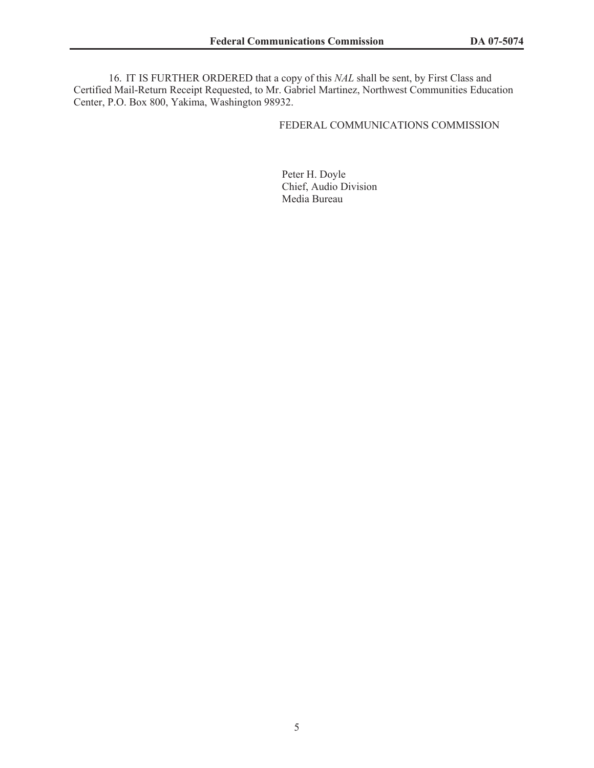16. IT IS FURTHER ORDERED that a copy of this *NAL* shall be sent, by First Class and Certified Mail-Return Receipt Requested, to Mr. Gabriel Martinez, Northwest Communities Education Center, P.O. Box 800, Yakima, Washington 98932.

FEDERAL COMMUNICATIONS COMMISSION

Peter H. Doyle
Chief, Audio Division
Media Bureau